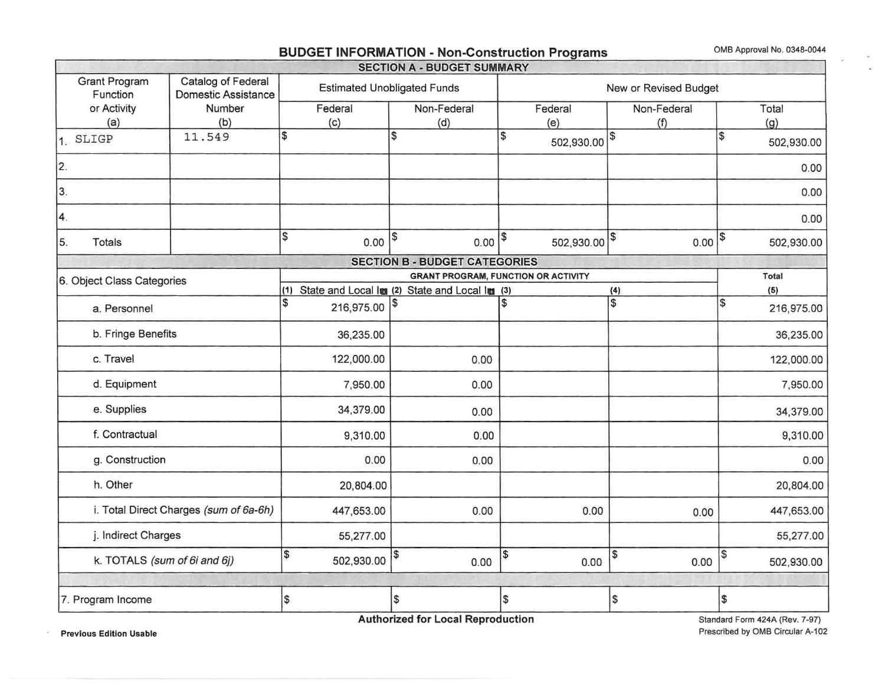# BUDGET INFORMATION - Non-Construction Programs

OMB Approval No. 0348-0044

## SECTION A - BUDGET SUMMARY

| Grant Program Function or Activity (a) | Catalog of Federal Domestic Assistance Number (b) | Estimated Unobligated Funds | | New or Revised Budget | | |
|---|---|---|---|---|---|---|
| | | Federal (c) | Non-Federal (d) | Federal (e) | Non-Federal (f) | Total (g) |
| 1. SLIGP | 11.549 | $ | $ | $ 502,930.00 | $ | $ 502,930.00 |
| 2. | | | | | | 0.00 |
| 3. | | | | | | 0.00 |
| 4. | | | | | | 0.00 |
| 5. Totals | | $ 0.00 | $ 0.00 | $ 502,930.00 | $ 0.00 | $ 502,930.00 |

## SECTION B - BUDGET CATEGORIES

| 6. Object Class Categories | GRANT PROGRAM, FUNCTION OR ACTIVITY | | | | Total |
|---|---|---|---|---|---|
| | (1) State and Local I | (2) State and Local I | (3) | (4) | (5) |
| a. Personnel | $ 216,975.00 | $ | $ | $ | $ 216,975.00 |
| b. Fringe Benefits | 36,235.00 | | | | 36,235.00 |
| c. Travel | 122,000.00 | 0.00 | | | 122,000.00 |
| d. Equipment | 7,950.00 | 0.00 | | | 7,950.00 |
| e. Supplies | 34,379.00 | 0.00 | | | 34,379.00 |
| f. Contractual | 9,310.00 | 0.00 | | | 9,310.00 |
| g. Construction | 0.00 | 0.00 | | | 0.00 |
| h. Other | 20,804.00 | | | | 20,804.00 |
| i. Total Direct Charges *(sum of 6a-6h)* | 447,653.00 | 0.00 | 0.00 | 0.00 | 447,653.00 |
| j. Indirect Charges | 55,277.00 | | | | 55,277.00 |
| k. TOTALS *(sum of 6i and 6j)* | $ 502,930.00 | $ 0.00 | $ 0.00 | $ 0.00 | $ 502,930.00 |
| | | | | | |
| 7. Program Income | $ | $ | $ | $ | $ |

**Authorized for Local Reproduction**

**Previous Edition Usable**

Standard Form 424A (Rev. 7-97)
Prescribed by OMB Circular A-102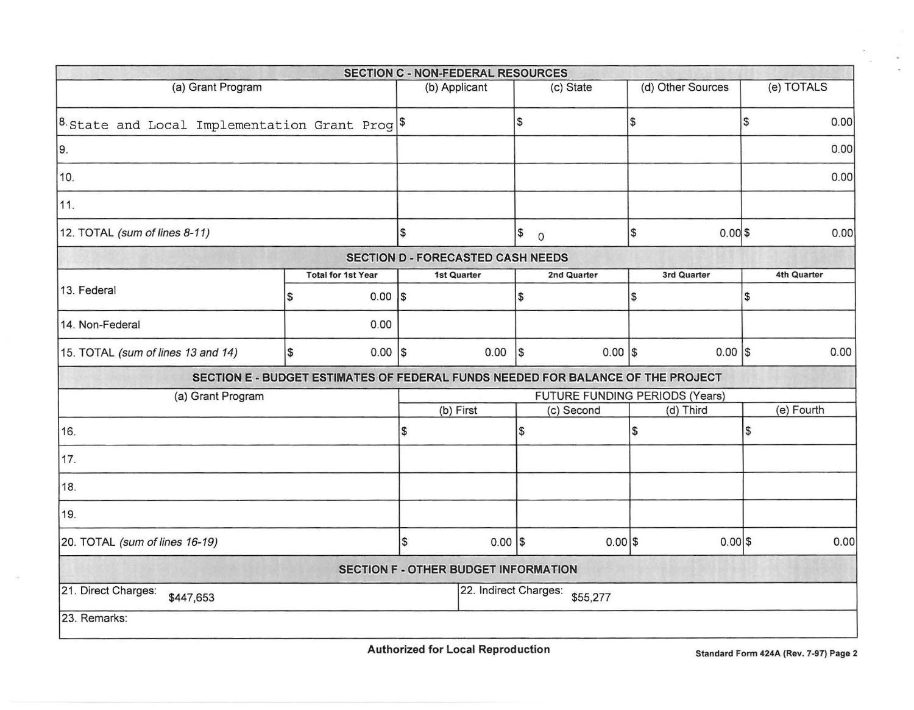## SECTION C - NON-FEDERAL RESOURCES

| (a) Grant Program | (b) Applicant | (c) State | (d) Other Sources | (e) TOTALS |
|---|---|---|---|---|
| 8. State and Local Implementation Grant Prog | $ | $ | $ | $ 0.00 |
| 9. | | | | 0.00 |
| 10. | | | | 0.00 |
| 11. | | | | |
| 12. TOTAL *(sum of lines 8-11)* | $ | $ 0 | $ 0.00 | $ 0.00 |

## SECTION D - FORECASTED CASH NEEDS

| | Total for 1st Year | 1st Quarter | 2nd Quarter | 3rd Quarter | 4th Quarter |
|---|---|---|---|---|---|
| 13. Federal | $ 0.00 | $ | $ | $ | $ |
| 14. Non-Federal | 0.00 | | | | |
| 15. TOTAL *(sum of lines 13 and 14)* | $ 0.00 | $ 0.00 | $ 0.00 | $ 0.00 | $ 0.00 |

## SECTION E - BUDGET ESTIMATES OF FEDERAL FUNDS NEEDED FOR BALANCE OF THE PROJECT

| (a) Grant Program | FUTURE FUNDING PERIODS (Years) | | | |
|---|---|---|---|---|
| | (b) First | (c) Second | (d) Third | (e) Fourth |
| 16. | $ | $ | $ | $ |
| 17. | | | | |
| 18. | | | | |
| 19. | | | | |
| 20. TOTAL *(sum of lines 16-19)* | $ 0.00 | $ 0.00 | $ 0.00 | $ 0.00 |

## SECTION F - OTHER BUDGET INFORMATION

| 21. Direct Charges: $447,653 | 22. Indirect Charges: $55,277 |
|---|---|
| 23. Remarks: | |

**Authorized for Local Reproduction**

**Standard Form 424A (Rev. 7-97) Page 2**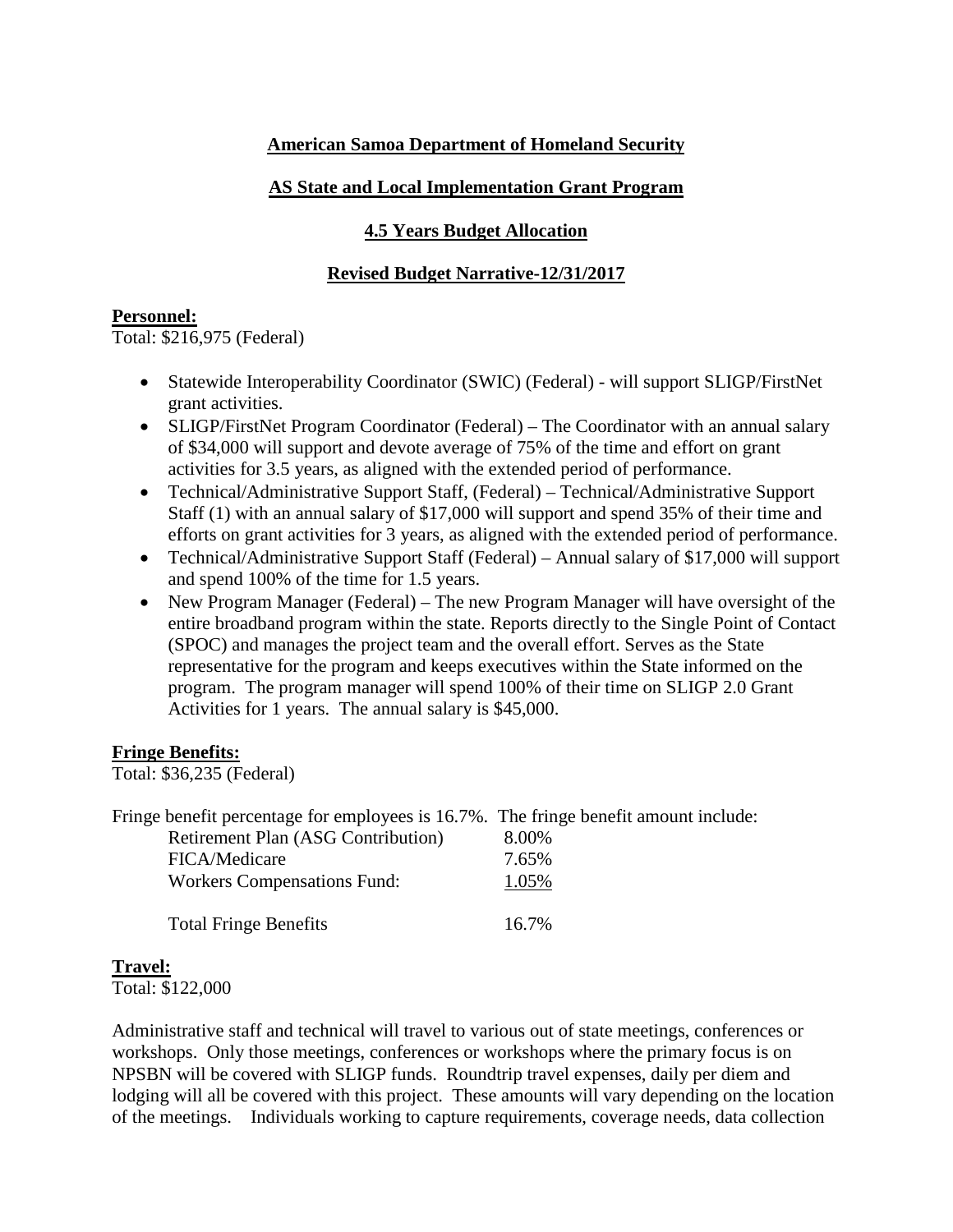**American Samoa Department of Homeland Security**

**AS State and Local Implementation Grant Program**

**4.5 Years Budget Allocation**

**Revised Budget Narrative-12/31/2017**

**Personnel:**
Total: $216,975 (Federal)

- Statewide Interoperability Coordinator (SWIC) (Federal) - will support SLIGP/FirstNet grant activities.
- SLIGP/FirstNet Program Coordinator (Federal) – The Coordinator with an annual salary of $34,000 will support and devote average of 75% of the time and effort on grant activities for 3.5 years, as aligned with the extended period of performance.
- Technical/Administrative Support Staff, (Federal) – Technical/Administrative Support Staff (1) with an annual salary of $17,000 will support and spend 35% of their time and efforts on grant activities for 3 years, as aligned with the extended period of performance.
- Technical/Administrative Support Staff (Federal) – Annual salary of $17,000 will support and spend 100% of the time for 1.5 years.
- New Program Manager (Federal) – The new Program Manager will have oversight of the entire broadband program within the state. Reports directly to the Single Point of Contact (SPOC) and manages the project team and the overall effort. Serves as the State representative for the program and keeps executives within the State informed on the program. The program manager will spend 100% of their time on SLIGP 2.0 Grant Activities for 1 years. The annual salary is $45,000.

**Fringe Benefits:**
Total: $36,235 (Federal)

Fringe benefit percentage for employees is 16.7%. The fringe benefit amount include:

| | |
|---|---|
| Retirement Plan (ASG Contribution) | 8.00% |
| FICA/Medicare | 7.65% |
| Workers Compensations Fund: | 1.05% |
| Total Fringe Benefits | 16.7% |

**Travel:**
Total: $122,000

Administrative staff and technical will travel to various out of state meetings, conferences or workshops. Only those meetings, conferences or workshops where the primary focus is on NPSBN will be covered with SLIGP funds. Roundtrip travel expenses, daily per diem and lodging will all be covered with this project. These amounts will vary depending on the location of the meetings. Individuals working to capture requirements, coverage needs, data collection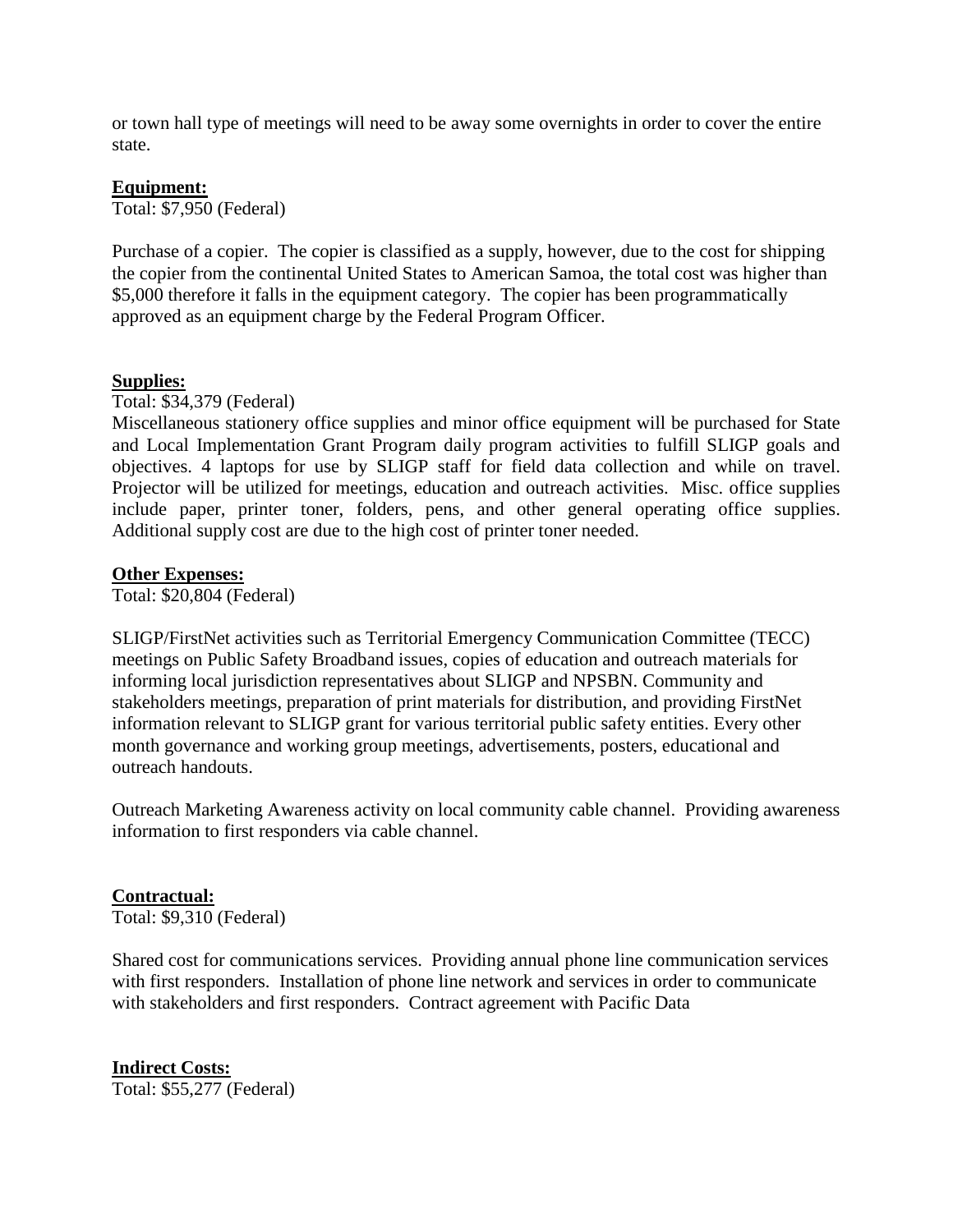or town hall type of meetings will need to be away some overnights in order to cover the entire state.

**Equipment:**
Total: $7,950 (Federal)

Purchase of a copier. The copier is classified as a supply, however, due to the cost for shipping the copier from the continental United States to American Samoa, the total cost was higher than $5,000 therefore it falls in the equipment category. The copier has been programmatically approved as an equipment charge by the Federal Program Officer.

**Supplies:**
Total: $34,379 (Federal)
Miscellaneous stationery office supplies and minor office equipment will be purchased for State and Local Implementation Grant Program daily program activities to fulfill SLIGP goals and objectives. 4 laptops for use by SLIGP staff for field data collection and while on travel. Projector will be utilized for meetings, education and outreach activities. Misc. office supplies include paper, printer toner, folders, pens, and other general operating office supplies. Additional supply cost are due to the high cost of printer toner needed.

**Other Expenses:**
Total: $20,804 (Federal)

SLIGP/FirstNet activities such as Territorial Emergency Communication Committee (TECC) meetings on Public Safety Broadband issues, copies of education and outreach materials for informing local jurisdiction representatives about SLIGP and NPSBN. Community and stakeholders meetings, preparation of print materials for distribution, and providing FirstNet information relevant to SLIGP grant for various territorial public safety entities. Every other month governance and working group meetings, advertisements, posters, educational and outreach handouts.

Outreach Marketing Awareness activity on local community cable channel. Providing awareness information to first responders via cable channel.

**Contractual:**
Total: $9,310 (Federal)

Shared cost for communications services. Providing annual phone line communication services with first responders. Installation of phone line network and services in order to communicate with stakeholders and first responders. Contract agreement with Pacific Data

**Indirect Costs:**
Total: $55,277 (Federal)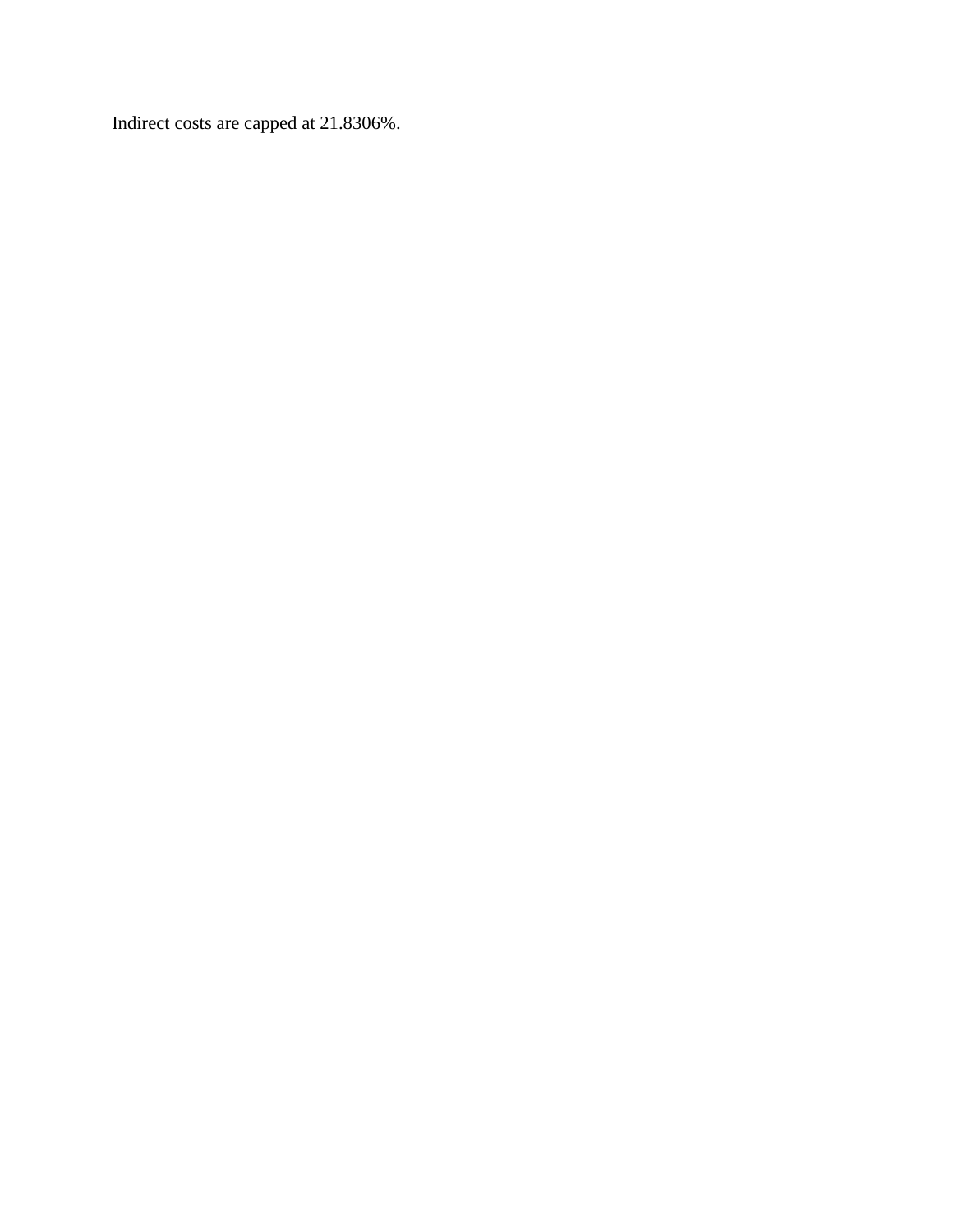Indirect costs are capped at 21.8306%.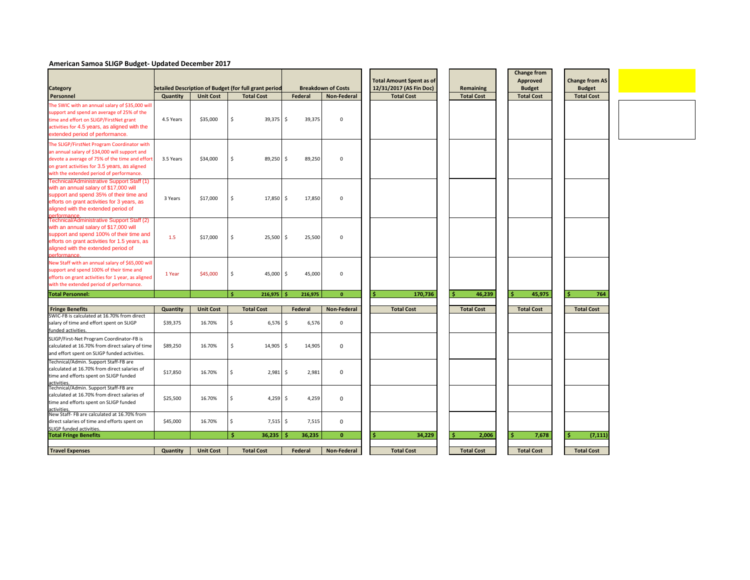## American Samoa SLIGP Budget- Updated December 2017

| Category | Detailed Description of Budget (for full grant period) | | | Breakdown of Costs | | Total Amount Spent as of 12/31/2017 (AS Fin Doc) | Remaining | Change from Approved Budget | Change from AS Budget |
|---|---|---|---|---|---|---|---|---|---|
| **Personnel** | **Quantity** | **Unit Cost** | **Total Cost** | **Federal** | **Non-Federal** | **Total Cost** | **Total Cost** | **Total Cost** | **Total Cost** |
| The SWIC with an annual salary of $35,000 will support and spend an average of 25% of the time and effort on SLIGP/FirstNet grant activities for 4.5 years, as aligned with the extended period of performance. | 4.5 Years | $35,000 | $ 39,375 | $ 39,375 | 0 | | | | |
| The SLIGP/FirstNet Program Coordinator with an annual salary of $34,000 will support and devote a average of 75% of the time and effort on grant activities for 3.5 years, as aligned with the extended period of performance. | 3.5 Years | $34,000 | $ 89,250 | $ 89,250 | 0 | | | | |
| Technical/Administrative Support Staff (1) with an annual salary of $17,000 will support and spend 35% of their time and efforts on grant activities for 3 years, as aligned with the extended period of performance. | 3 Years | $17,000 | $ 17,850 | $ 17,850 | 0 | | | | |
| Technical/Administrative Support Staff (2) with an annual salary of $17,000 will support and spend 100% of their time and efforts on grant activities for 1.5 years, as aligned with the extended period of performance. | 1.5 | $17,000 | $ 25,500 | $ 25,500 | 0 | | | | |
| New Staff with an annual salary of $65,000 will support and spend 100% of their time and efforts on grant activities for 1 year, as aligned with the extended period of performance. | 1 Year | $45,000 | $ 45,000 | $ 45,000 | 0 | | | | |
| **Total Personnel:** | | | **$ 216,975** | **$ 216,975** | **0** | **$ 170,736** | **$ 46,239** | **$ 45,975** | **$ 764** |
| | | | | | | | | | |
| **Fringe Benefits** | **Quantity** | **Unit Cost** | **Total Cost** | **Federal** | **Non-Federal** | **Total Cost** | **Total Cost** | **Total Cost** | **Total Cost** |
| SWIC-FB is calculated at 16.70% from direct salary of time and effort spent on SLIGP funded activities. | $39,375 | 16.70% | $ 6,576 | $ 6,576 | 0 | | | | |
| SLIGP/First-Net Program Coordinator-FB is calculated at 16.70% from direct salary of time and effort spent on SLIGP funded activities. | $89,250 | 16.70% | $ 14,905 | $ 14,905 | 0 | | | | |
| Technical/Admin. Support Staff-FB are calculated at 16.70% from direct salaries of time and efforts spent on SLIGP funded activities. | $17,850 | 16.70% | $ 2,981 | $ 2,981 | 0 | | | | |
| Technical/Admin. Support Staff-FB are calculated at 16.70% from direct salaries of time and efforts spent on SLIGP funded activities. | $25,500 | 16.70% | $ 4,259 | $ 4,259 | 0 | | | | |
| New Staff- FB are calculated at 16.70% from direct salaries of time and efforts spent on SLIGP funded activities. | $45,000 | 16.70% | $ 7,515 | $ 7,515 | 0 | | | | |
| **Total Fringe Benefits** | | | **$ 36,235** | **$ 36,235** | **0** | **$ 34,229** | **$ 2,006** | **$ 7,678** | **$ (7,111)** |
| | | | | | | | | | |
| **Travel Expenses** | **Quantity** | **Unit Cost** | **Total Cost** | **Federal** | **Non-Federal** | **Total Cost** | **Total Cost** | **Total Cost** | **Total Cost** |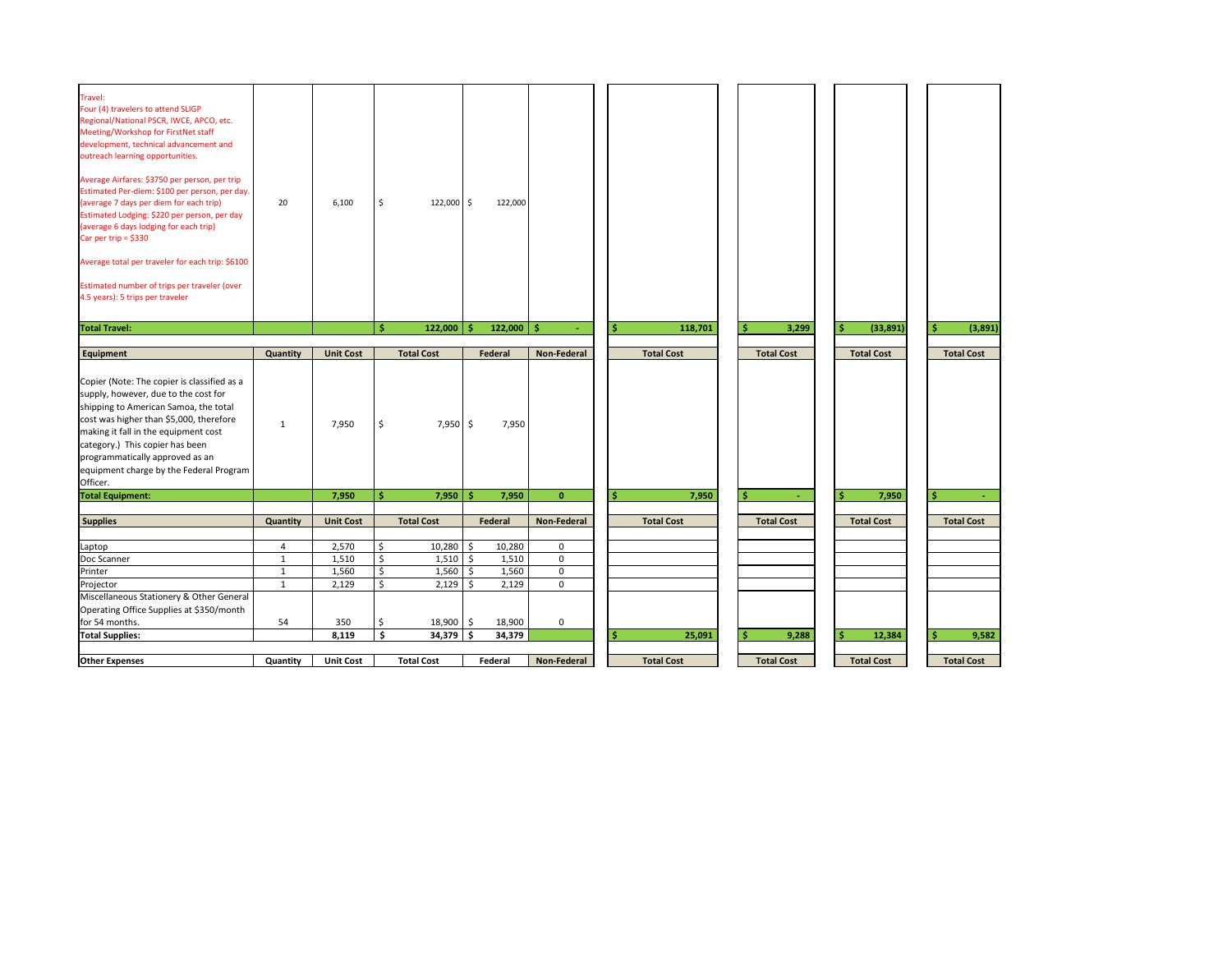| | Quantity | Unit Cost | Total Cost | Federal | Non-Federal | Total Cost | Total Cost | Total Cost | Total Cost |
|---|---|---|---|---|---|---|---|---|---|
| Travel:<br>Four (4) travelers to attend SLIGP Regional/National PSCR, IWCE, APCO, etc. Meeting/Workshop for FirstNet staff development, technical advancement and outreach learning opportunities.<br><br>Average Airfares: $3750 per person, per trip<br>Estimated Per-diem: $100 per person, per day. (average 7 days per diem for each trip)<br>Estimated Lodging: $220 per person, per day (average 6 days lodging for each trip)<br>Car per trip = $330<br><br>Average total per traveler for each trip: $6100<br><br>Estimated number of trips per traveler (over 4.5 years): 5 trips per traveler | 20 | 6,100 | $ 122,000 | $ 122,000 | | | | | |
| **Total Travel:** | | | **$ 122,000** | **$ 122,000** | **$ -** | **$ 118,701** | **$ 3,299** | **$ (33,891)** | **$ (3,891)** |
| **Equipment** | **Quantity** | **Unit Cost** | **Total Cost** | **Federal** | **Non-Federal** | **Total Cost** | **Total Cost** | **Total Cost** | **Total Cost** |
| Copier (Note: The copier is classified as a supply, however, due to the cost for shipping to American Samoa, the total cost was higher than $5,000, therefore making it fall in the equipment cost category.) This copier has been programmatically approved as an equipment charge by the Federal Program Officer. | 1 | 7,950 | $ 7,950 | $ 7,950 | | | | | |
| **Total Equipment:** | | **7,950** | **$ 7,950** | **$ 7,950** | **0** | **$ 7,950** | **$ -** | **$ 7,950** | **$ -** |
| **Supplies** | **Quantity** | **Unit Cost** | **Total Cost** | **Federal** | **Non-Federal** | **Total Cost** | **Total Cost** | **Total Cost** | **Total Cost** |
| Laptop | 4 | 2,570 | $ 10,280 | $ 10,280 | 0 | | | | |
| Doc Scanner | 1 | 1,510 | $ 1,510 | $ 1,510 | 0 | | | | |
| Printer | 1 | 1,560 | $ 1,560 | $ 1,560 | 0 | | | | |
| Projector | 1 | 2,129 | $ 2,129 | $ 2,129 | 0 | | | | |
| Miscellaneous Stationery & Other General Operating Office Supplies at $350/month for 54 months. | 54 | 350 | $ 18,900 | $ 18,900 | 0 | | | | |
| **Total Supplies:** | | **8,119** | **$ 34,379** | **$ 34,379** | | **$ 25,091** | **$ 9,288** | **$ 12,384** | **$ 9,582** |
| **Other Expenses** | **Quantity** | **Unit Cost** | **Total Cost** | **Federal** | **Non-Federal** | **Total Cost** | **Total Cost** | **Total Cost** | **Total Cost** |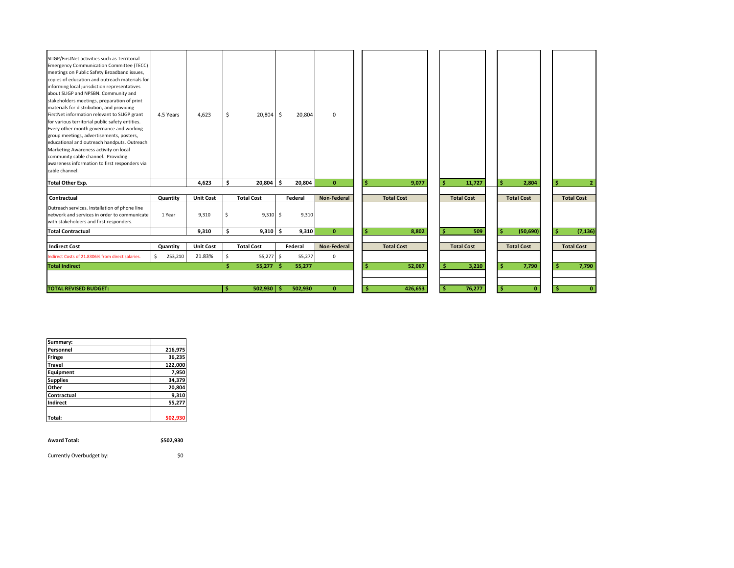| | Quantity | Unit Cost | Total Cost | Federal | Non-Federal | | | | |
|---|---|---|---|---|---|---|---|---|---|
| SLIGP/FirstNet activities such as Territorial Emergency Communication Committee (TECC) meetings on Public Safety Broadband issues, copies of education and outreach materials for informing local jurisdiction representatives about SLIGP and NPSBN. Community and stakeholders meetings, preparation of print materials for distribution, and providing FirstNet information relevant to SLIGP grant for various territorial public safety entities. Every other month governance and working group meetings, advertisements, posters, educational and outreach handputs. Outreach Marketing Awareness activity on local community cable channel. Providing awareness information to first responders via cable channel. | 4.5 Years | 4,623 | $ 20,804 | $ 20,804 | 0 | | | | |
| **Total Other Exp.** | | **4,623** | **$ 20,804** | **$ 20,804** | **0** | **$ 9,077** | **$ 11,727** | **$ 2,804** | **$ 2** |
| | | | | | | | | | |
| **Contractual** | **Quantity** | **Unit Cost** | **Total Cost** | **Federal** | **Non-Federal** | **Total Cost** | **Total Cost** | **Total Cost** | **Total Cost** |
| Outreach services. Installation of phone line network and services in order to communicate with stakeholders and first responders. | 1 Year | 9,310 | $ 9,310 | $ 9,310 | | | | | |
| **Total Contractual** | | **9,310** | **$ 9,310** | **$ 9,310** | **0** | **$ 8,802** | **$ 509** | **$ (50,690)** | **$ (7,136)** |
| | | | | | | | | | |
| **Indirect Cost** | **Quantity** | **Unit Cost** | **Total Cost** | **Federal** | **Non-Federal** | **Total Cost** | **Total Cost** | **Total Cost** | **Total Cost** |
| Indirect Costs of 21.8306% from direct salaries. | $ 253,210 | 21.83% | $ 55,277 | $ 55,277 | 0 | | | | |
| **Total Indirect** | | | **$ 55,277** | **$ 55,277** | | **$ 52,067** | **$ 3,210** | **$ 7,790** | **$ 7,790** |
| | | | | | | | | | |
| **TOTAL REVISED BUDGET:** | | | **$ 502,930** | **$ 502,930** | **0** | **$ 426,653** | **$ 76,277** | **$ 0** | **$ 0** |

| **Summary:** | |
|---|---|
| **Personnel** | **216,975** |
| **Fringe** | **36,235** |
| **Travel** | **122,000** |
| **Equipment** | **7,950** |
| **Supplies** | **34,379** |
| **Other** | **20,804** |
| **Contractual** | **9,310** |
| **Indirect** | **55,277** |
| | |
| **Total:** | **502,930** |

**Award Total:** **$502,930**

Currently Overbudget by: $0